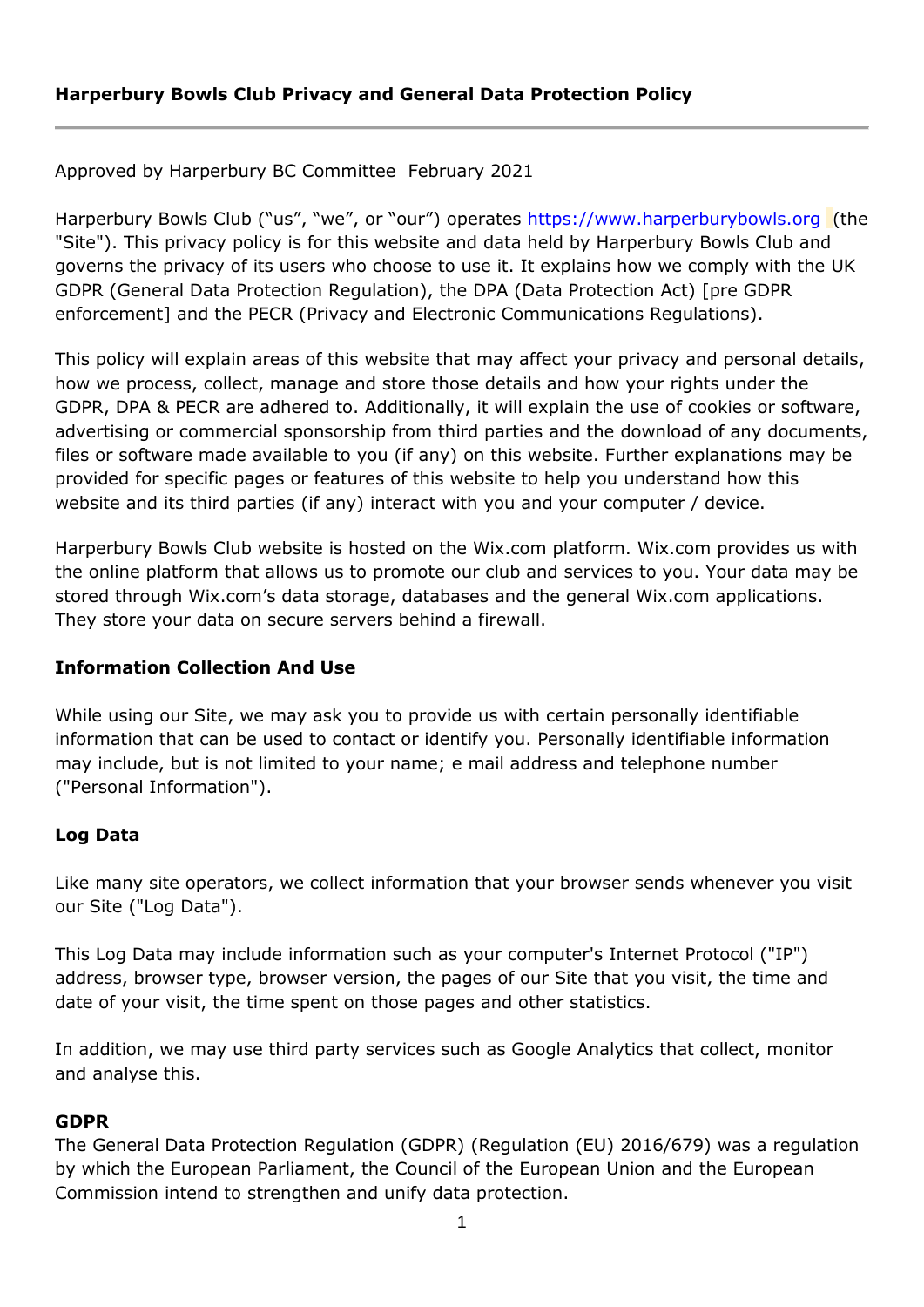# Harperbury Bowls Club Privacy and General Data Protection Policy

---

Approved by Harperbury BC Committee February 2021

Harperbury Bowls Club ("us", "we", or "our") operates https://www.harperburybowls.org (the "Site"). This privacy policy is for this website and data held by Harperbury Bowls Club and governs the privacy of its users who choose to use it. It explains how we comply with the UK GDPR (General Data Protection Regulation), the DPA (Data Protection Act) [pre GDPR enforcement] and the PECR (Privacy and Electronic Communications Regulations).

This policy will explain areas of this website that may affect your privacy and personal details, how we process, collect, manage and store those details and how your rights under the GDPR, DPA & PECR are adhered to. Additionally, it will explain the use of cookies or software, advertising or commercial sponsorship from third parties and the download of any documents, files or software made available to you (if any) on this website. Further explanations may be provided for specific pages or features of this website to help you understand how this website and its third parties (if any) interact with you and your computer / device.

Harperbury Bowls Club website is hosted on the Wix.com platform. Wix.com provides us with the online platform that allows us to promote our club and services to you. Your data may be stored through Wix.com's data storage, databases and the general Wix.com applications. They store your data on secure servers behind a firewall.

## Information Collection And Use

While using our Site, we may ask you to provide us with certain personally identifiable information that can be used to contact or identify you. Personally identifiable information may include, but is not limited to your name; e mail address and telephone number ("Personal Information").

## Log Data

Like many site operators, we collect information that your browser sends whenever you visit our Site ("Log Data").

This Log Data may include information such as your computer's Internet Protocol ("IP") address, browser type, browser version, the pages of our Site that you visit, the time and date of your visit, the time spent on those pages and other statistics.

In addition, we may use third party services such as Google Analytics that collect, monitor and analyse this.

## GDPR

The General Data Protection Regulation (GDPR) (Regulation (EU) 2016/679) was a regulation by which the European Parliament, the Council of the European Union and the European Commission intend to strengthen and unify data protection.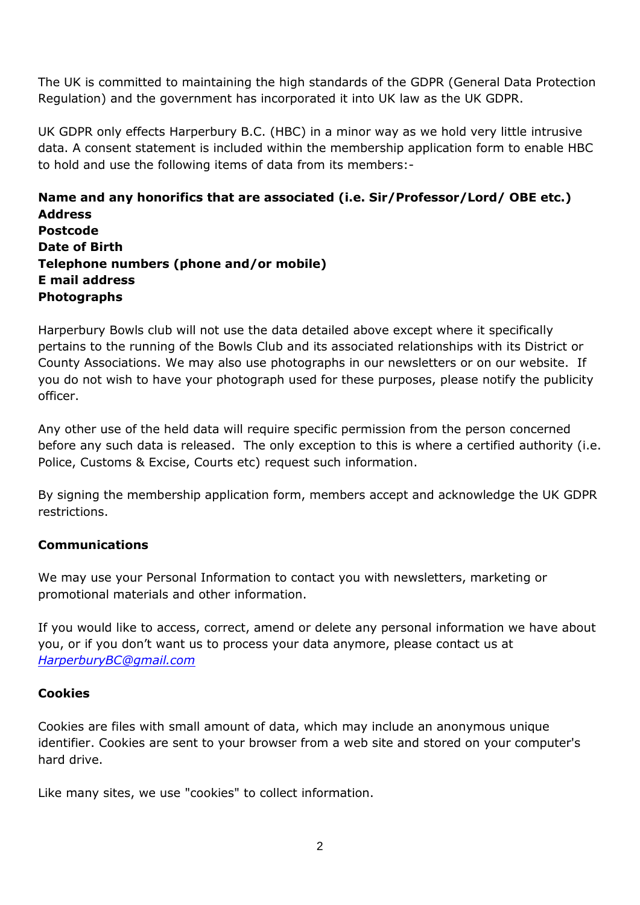The UK is committed to maintaining the high standards of the GDPR (General Data Protection Regulation) and the government has incorporated it into UK law as the UK GDPR.

UK GDPR only effects Harperbury B.C. (HBC) in a minor way as we hold very little intrusive data. A consent statement is included within the membership application form to enable HBC to hold and use the following items of data from its members:-

**Name and any honorifics that are associated (i.e. Sir/Professor/Lord/ OBE etc.)**
**Address**
**Postcode**
**Date of Birth**
**Telephone numbers (phone and/or mobile)**
**E mail address**
**Photographs**

Harperbury Bowls club will not use the data detailed above except where it specifically pertains to the running of the Bowls Club and its associated relationships with its District or County Associations. We may also use photographs in our newsletters or on our website. If you do not wish to have your photograph used for these purposes, please notify the publicity officer.

Any other use of the held data will require specific permission from the person concerned before any such data is released. The only exception to this is where a certified authority (i.e. Police, Customs & Excise, Courts etc) request such information.

By signing the membership application form, members accept and acknowledge the UK GDPR restrictions.

**Communications**

We may use your Personal Information to contact you with newsletters, marketing or promotional materials and other information.

If you would like to access, correct, amend or delete any personal information we have about you, or if you don't want us to process your data anymore, please contact us at *HarperburyBC@gmail.com*

**Cookies**

Cookies are files with small amount of data, which may include an anonymous unique identifier. Cookies are sent to your browser from a web site and stored on your computer's hard drive.

Like many sites, we use "cookies" to collect information.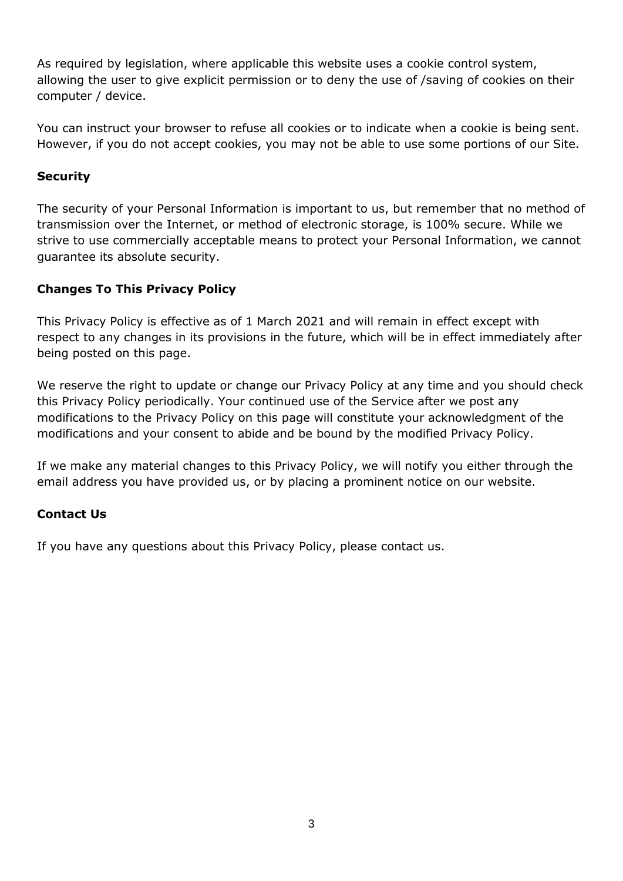As required by legislation, where applicable this website uses a cookie control system, allowing the user to give explicit permission or to deny the use of /saving of cookies on their computer / device.

You can instruct your browser to refuse all cookies or to indicate when a cookie is being sent. However, if you do not accept cookies, you may not be able to use some portions of our Site.

**Security**

The security of your Personal Information is important to us, but remember that no method of transmission over the Internet, or method of electronic storage, is 100% secure. While we strive to use commercially acceptable means to protect your Personal Information, we cannot guarantee its absolute security.

**Changes To This Privacy Policy**

This Privacy Policy is effective as of 1 March 2021 and will remain in effect except with respect to any changes in its provisions in the future, which will be in effect immediately after being posted on this page.

We reserve the right to update or change our Privacy Policy at any time and you should check this Privacy Policy periodically. Your continued use of the Service after we post any modifications to the Privacy Policy on this page will constitute your acknowledgment of the modifications and your consent to abide and be bound by the modified Privacy Policy.

If we make any material changes to this Privacy Policy, we will notify you either through the email address you have provided us, or by placing a prominent notice on our website.

**Contact Us**

If you have any questions about this Privacy Policy, please contact us.